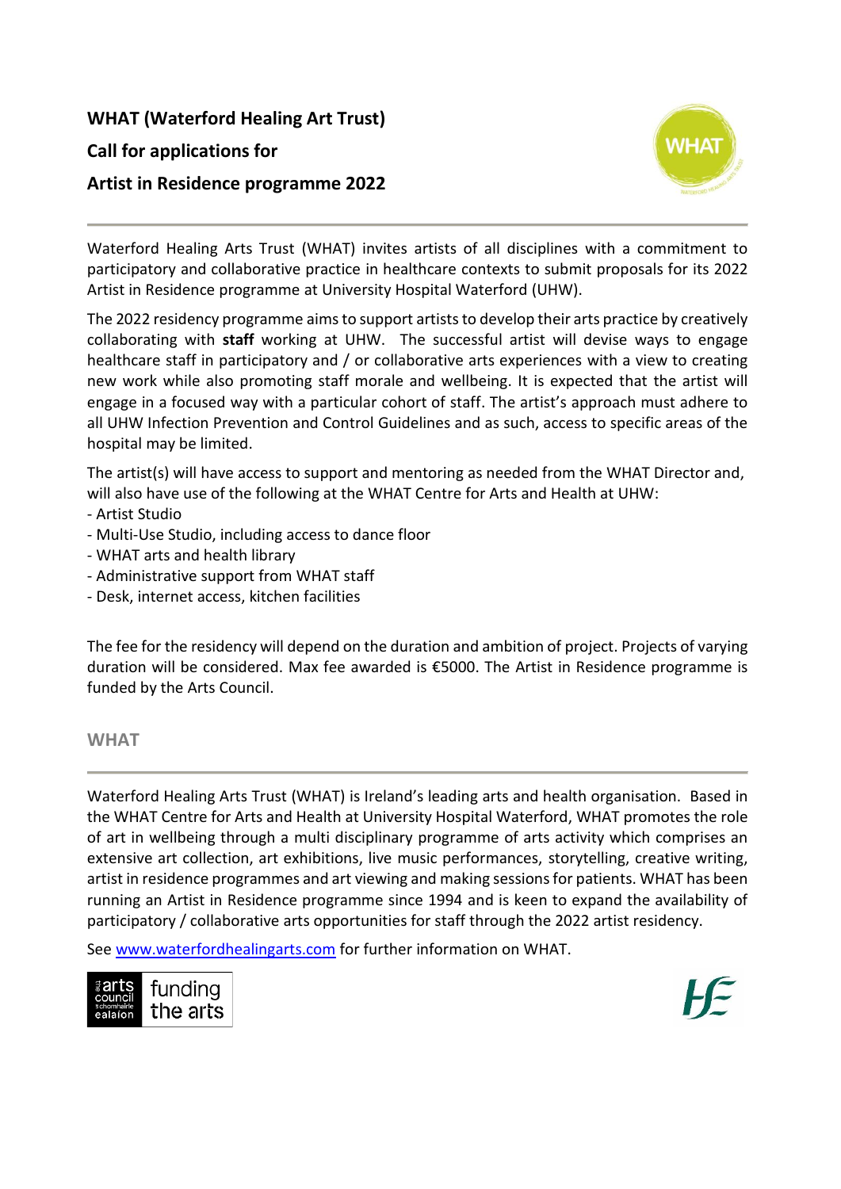# WHAT (Waterford Healing Art Trust)
# Call for applications for
# Artist in Residence programme 2022

Waterford Healing Arts Trust (WHAT) invites artists of all disciplines with a commitment to participatory and collaborative practice in healthcare contexts to submit proposals for its 2022 Artist in Residence programme at University Hospital Waterford (UHW).

The 2022 residency programme aims to support artists to develop their arts practice by creatively collaborating with **staff** working at UHW. The successful artist will devise ways to engage healthcare staff in participatory and / or collaborative arts experiences with a view to creating new work while also promoting staff morale and wellbeing. It is expected that the artist will engage in a focused way with a particular cohort of staff. The artist's approach must adhere to all UHW Infection Prevention and Control Guidelines and as such, access to specific areas of the hospital may be limited.

The artist(s) will have access to support and mentoring as needed from the WHAT Director and, will also have use of the following at the WHAT Centre for Arts and Health at UHW:

- Artist Studio
- Multi-Use Studio, including access to dance floor
- WHAT arts and health library
- Administrative support from WHAT staff
- Desk, internet access, kitchen facilities

The fee for the residency will depend on the duration and ambition of project. Projects of varying duration will be considered. Max fee awarded is €5000. The Artist in Residence programme is funded by the Arts Council.

## WHAT

Waterford Healing Arts Trust (WHAT) is Ireland's leading arts and health organisation. Based in the WHAT Centre for Arts and Health at University Hospital Waterford, WHAT promotes the role of art in wellbeing through a multi disciplinary programme of arts activity which comprises an extensive art collection, art exhibitions, live music performances, storytelling, creative writing, artist in residence programmes and art viewing and making sessions for patients. WHAT has been running an Artist in Residence programme since 1994 and is keen to expand the availability of participatory / collaborative arts opportunities for staff through the 2022 artist residency.

See [www.waterfordhealingarts.com](http://www.waterfordhealingarts.com) for further information on WHAT.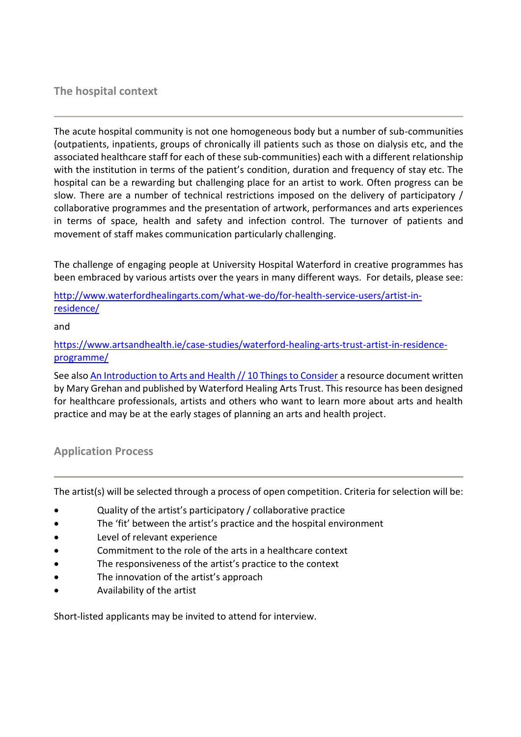## The hospital context

---

The acute hospital community is not one homogeneous body but a number of sub-communities (outpatients, inpatients, groups of chronically ill patients such as those on dialysis etc, and the associated healthcare staff for each of these sub-communities) each with a different relationship with the institution in terms of the patient's condition, duration and frequency of stay etc. The hospital can be a rewarding but challenging place for an artist to work. Often progress can be slow. There are a number of technical restrictions imposed on the delivery of participatory / collaborative programmes and the presentation of artwork, performances and arts experiences in terms of space, health and safety and infection control. The turnover of patients and movement of staff makes communication particularly challenging.

The challenge of engaging people at University Hospital Waterford in creative programmes has been embraced by various artists over the years in many different ways. For details, please see:

[http://www.waterfordhealingarts.com/what-we-do/for-health-service-users/artist-in-residence/](http://www.waterfordhealingarts.com/what-we-do/for-health-service-users/artist-in-residence/)

and

[https://www.artsandhealth.ie/case-studies/waterford-healing-arts-trust-artist-in-residence-programme/](https://www.artsandhealth.ie/case-studies/waterford-healing-arts-trust-artist-in-residence-programme/)

See also [An Introduction to Arts and Health // 10 Things to Consider]() a resource document written by Mary Grehan and published by Waterford Healing Arts Trust. This resource has been designed for healthcare professionals, artists and others who want to learn more about arts and health practice and may be at the early stages of planning an arts and health project.

## Application Process

---

The artist(s) will be selected through a process of open competition. Criteria for selection will be:

- Quality of the artist's participatory / collaborative practice
- The 'fit' between the artist's practice and the hospital environment
- Level of relevant experience
- Commitment to the role of the arts in a healthcare context
- The responsiveness of the artist's practice to the context
- The innovation of the artist's approach
- Availability of the artist

Short-listed applicants may be invited to attend for interview.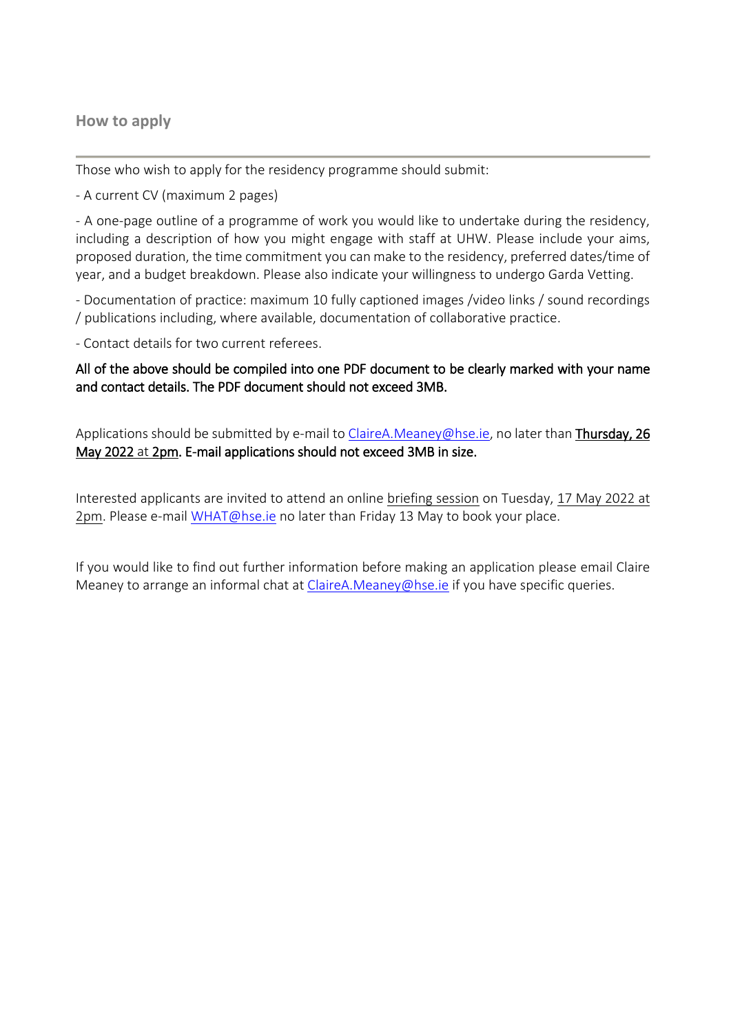## How to apply

Those who wish to apply for the residency programme should submit:

- A current CV (maximum 2 pages)

- A one-page outline of a programme of work you would like to undertake during the residency, including a description of how you might engage with staff at UHW. Please include your aims, proposed duration, the time commitment you can make to the residency, preferred dates/time of year, and a budget breakdown. Please also indicate your willingness to undergo Garda Vetting.

- Documentation of practice: maximum 10 fully captioned images /video links / sound recordings / publications including, where available, documentation of collaborative practice.

- Contact details for two current referees.

All of the above should be compiled into one PDF document to be clearly marked with your name and contact details. The PDF document should not exceed 3MB.

Applications should be submitted by e-mail to ClaireA.Meaney@hse.ie, no later than Thursday, 26 May 2022 at 2pm. E-mail applications should not exceed 3MB in size.

Interested applicants are invited to attend an online briefing session on Tuesday, 17 May 2022 at 2pm. Please e-mail WHAT@hse.ie no later than Friday 13 May to book your place.

If you would like to find out further information before making an application please email Claire Meaney to arrange an informal chat at ClaireA.Meaney@hse.ie if you have specific queries.